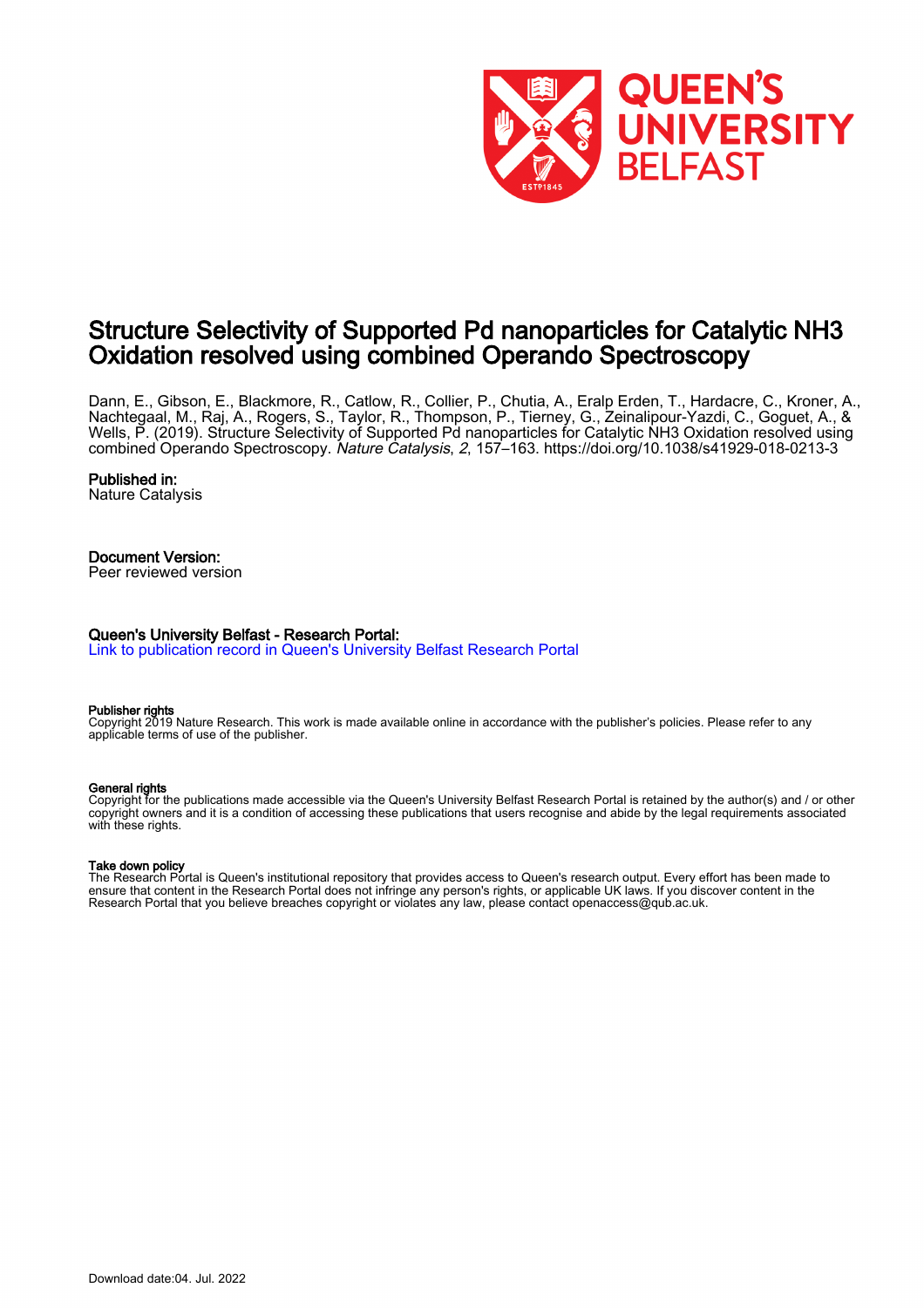# Structure Selectivity of Supported Pd nanoparticles for Catalytic NH3 Oxidation resolved using combined Operando Spectroscopy

Dann, E., Gibson, E., Blackmore, R., Catlow, R., Collier, P., Chutia, A., Eralp Erden, T., Hardacre, C., Kroner, A., Nachtegaal, M., Raj, A., Rogers, S., Taylor, R., Thompson, P., Tierney, G., Zeinalipour-Yazdi, C., Goguet, A., & Wells, P. (2019). Structure Selectivity of Supported Pd nanoparticles for Catalytic NH3 Oxidation resolved using combined Operando Spectroscopy. *Nature Catalysis*, *2*, 157–163. https://doi.org/10.1038/s41929-018-0213-3

**Published in:**
Nature Catalysis

**Document Version:**
Peer reviewed version

**Queen's University Belfast - Research Portal:**
Link to publication record in Queen's University Belfast Research Portal

**Publisher rights**
Copyright 2019 Nature Research. This work is made available online in accordance with the publisher's policies. Please refer to any applicable terms of use of the publisher.

**General rights**
Copyright for the publications made accessible via the Queen's University Belfast Research Portal is retained by the author(s) and / or other copyright owners and it is a condition of accessing these publications that users recognise and abide by the legal requirements associated with these rights.

**Take down policy**
The Research Portal is Queen's institutional repository that provides access to Queen's research output. Every effort has been made to ensure that content in the Research Portal does not infringe any person's rights, or applicable UK laws. If you discover content in the Research Portal that you believe breaches copyright or violates any law, please contact openaccess@qub.ac.uk.

Download date:04. Jul. 2022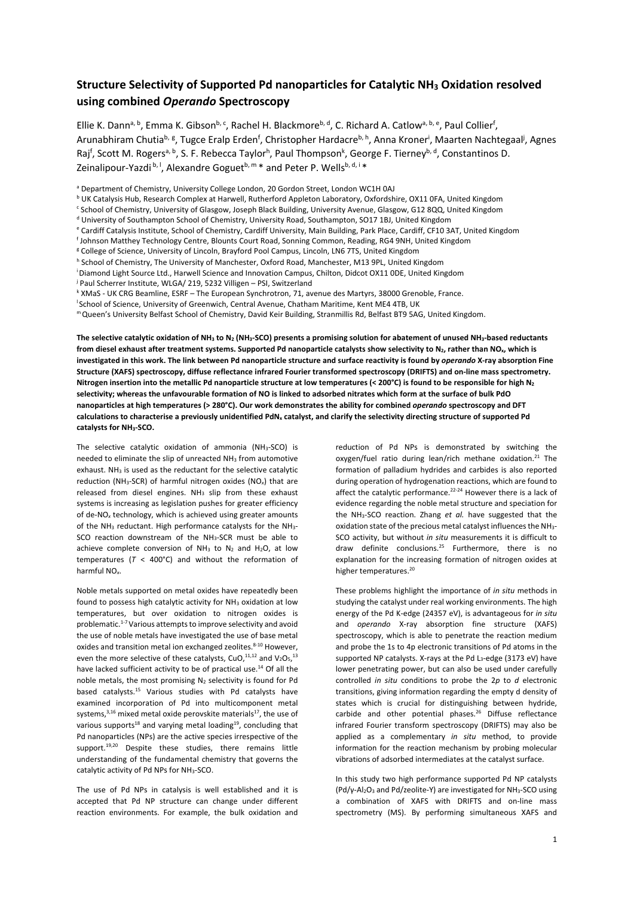# Structure Selectivity of Supported Pd nanoparticles for Catalytic $NH_3$ Oxidation resolved using combined *Operando* Spectroscopy

Ellie K. Dann[a, b], Emma K. Gibson[b, c], Rachel H. Blackmore[b, d], C. Richard A. Catlow[a, b, e], Paul Collier[f], Arunabhiram Chutia[b, g], Tugce Eralp Erden[f], Christopher Hardacre[b, h], Anna Kroner[i], Maarten Nachtegaal[j], Agnes Raj[f], Scott M. Rogers[a, b], S. F. Rebecca Taylor[h], Paul Thompson[k], George F. Tierney[b, d], Constantinos D. Zeinalipour-Yazdi[b, l], Alexandre Goguet[b, m] * and Peter P. Wells[b, d, i] *

[a] Department of Chemistry, University College London, 20 Gordon Street, London WC1H 0AJ
[b] UK Catalysis Hub, Research Complex at Harwell, Rutherford Appleton Laboratory, Oxfordshire, OX11 0FA, United Kingdom
[c] School of Chemistry, University of Glasgow, Joseph Black Building, University Avenue, Glasgow, G12 8QQ, United Kingdom
[d] University of Southampton School of Chemistry, University Road, Southampton, SO17 1BJ, United Kingdom
[e] Cardiff Catalysis Institute, School of Chemistry, Cardiff University, Main Building, Park Place, Cardiff, CF10 3AT, United Kingdom
[f] Johnson Matthey Technology Centre, Blounts Court Road, Sonning Common, Reading, RG4 9NH, United Kingdom
[g] College of Science, University of Lincoln, Brayford Pool Campus, Lincoln, LN6 7TS, United Kingdom
[h] School of Chemistry, The University of Manchester, Oxford Road, Manchester, M13 9PL, United Kingdom
[i] Diamond Light Source Ltd., Harwell Science and Innovation Campus, Chilton, Didcot OX11 0DE, United Kingdom
[j] Paul Scherrer Institute, WLGA/ 219, 5232 Villigen – PSI, Switzerland
[k] XMaS - UK CRG Beamline, ESRF – The European Synchrotron, 71, avenue des Martyrs, 38000 Grenoble, France.
[l] School of Science, University of Greenwich, Central Avenue, Chatham Maritime, Kent ME4 4TB, UK
[m] Queen's University Belfast School of Chemistry, David Keir Building, Stranmillis Rd, Belfast BT9 5AG, United Kingdom.

**The selective catalytic oxidation of $NH_3$ to $N_2$ ($NH_3$-SCO) presents a promising solution for abatement of unused $NH_3$-based reductants from diesel exhaust after treatment systems. Supported Pd nanoparticle catalysts show selectivity to $N_2$, rather than $NO_x$, which is investigated in this work. The link between Pd nanoparticle structure and surface reactivity is found by *operando* X-ray absorption Fine Structure (XAFS) spectroscopy, diffuse reflectance infrared Fourier transformed spectroscopy (DRIFTS) and on-line mass spectrometry. Nitrogen insertion into the metallic Pd nanoparticle structure at low temperatures (< 200°C) is found to be responsible for high $N_2$ selectivity; whereas the unfavourable formation of NO is linked to adsorbed nitrates which form at the surface of bulk PdO nanoparticles at high temperatures (> 280°C). Our work demonstrates the ability for combined *operando* spectroscopy and DFT calculations to characterise a previously unidentified $PdN_x$ catalyst, and clarify the selectivity directing structure of supported Pd catalysts for $NH_3$-SCO.**

The selective catalytic oxidation of ammonia ($NH_3$-SCO) is needed to eliminate the slip of unreacted $NH_3$ from automotive exhaust. $NH_3$ is used as the reductant for the selective catalytic reduction ($NH_3$-SCR) of harmful nitrogen oxides ($NO_x$) that are released from diesel engines. $NH_3$ slip from these exhaust systems is increasing as legislation pushes for greater efficiency of de-$NO_x$ technology, which is achieved using greater amounts of the $NH_3$ reductant. High performance catalysts for the $NH_3$-SCO reaction downstream of the $NH_3$-SCR must be able to achieve complete conversion of $NH_3$ to $N_2$ and $H_2O$, at low temperatures ($T$ < 400°C) and without the reformation of harmful $NO_x$.

Noble metals supported on metal oxides have repeatedly been found to possess high catalytic activity for $NH_3$ oxidation at low temperatures, but over oxidation to nitrogen oxides is problematic.[1-7] Various attempts to improve selectivity and avoid the use of noble metals have investigated the use of base metal oxides and transition metal ion exchanged zeolites.[8-10] However, even the more selective of these catalysts, CuO,[11,12] and $V_2O_5$,[13] have lacked sufficient activity to be of practical use.[14] Of all the noble metals, the most promising $N_2$ selectivity is found for Pd based catalysts.[15] Various studies with Pd catalysts have examined incorporation of Pd into multicomponent metal systems,[3,16] mixed metal oxide perovskite materials[17], the use of various supports[18] and varying metal loading[19], concluding that Pd nanoparticles (NPs) are the active species irrespective of the support.[19,20] Despite these studies, there remains little understanding of the fundamental chemistry that governs the catalytic activity of Pd NPs for $NH_3$-SCO.

The use of Pd NPs in catalysis is well established and it is accepted that Pd NP structure can change under different reaction environments. For example, the bulk oxidation and reduction of Pd NPs is demonstrated by switching the oxygen/fuel ratio during lean/rich methane oxidation.[21] The formation of palladium hydrides and carbides is also reported during operation of hydrogenation reactions, which are found to affect the catalytic performance.[22-24] However there is a lack of evidence regarding the noble metal structure and speciation for the $NH_3$-SCO reaction. Zhang *et al.* have suggested that the oxidation state of the precious metal catalyst influences the $NH_3$-SCO activity, but without *in situ* measurements it is difficult to draw definite conclusions.[25] Furthermore, there is no explanation for the increasing formation of nitrogen oxides at higher temperatures.[20]

These problems highlight the importance of *in situ* methods in studying the catalyst under real working environments. The high energy of the Pd K-edge (24357 eV), is advantageous for *in situ* and *operando* X-ray absorption fine structure (XAFS) spectroscopy, which is able to penetrate the reaction medium and probe the 1s to 4p electronic transitions of Pd atoms in the supported NP catalysts. X-rays at the Pd $L_3$-edge (3173 eV) have lower penetrating power, but can also be used under carefully controlled *in situ* conditions to probe the 2*p* to *d* electronic transitions, giving information regarding the empty d density of states which is crucial for distinguishing between hydride, carbide and other potential phases.[26] Diffuse reflectance infrared Fourier transform spectroscopy (DRIFTS) may also be applied as a complementary *in situ* method, to provide information for the reaction mechanism by probing molecular vibrations of adsorbed intermediates at the catalyst surface.

In this study two high performance supported Pd NP catalysts (Pd/γ-$Al_2O_3$ and Pd/zeolite-Y) are investigated for $NH_3$-SCO using a combination of XAFS with DRIFTS and on-line mass spectrometry (MS). By performing simultaneous XAFS and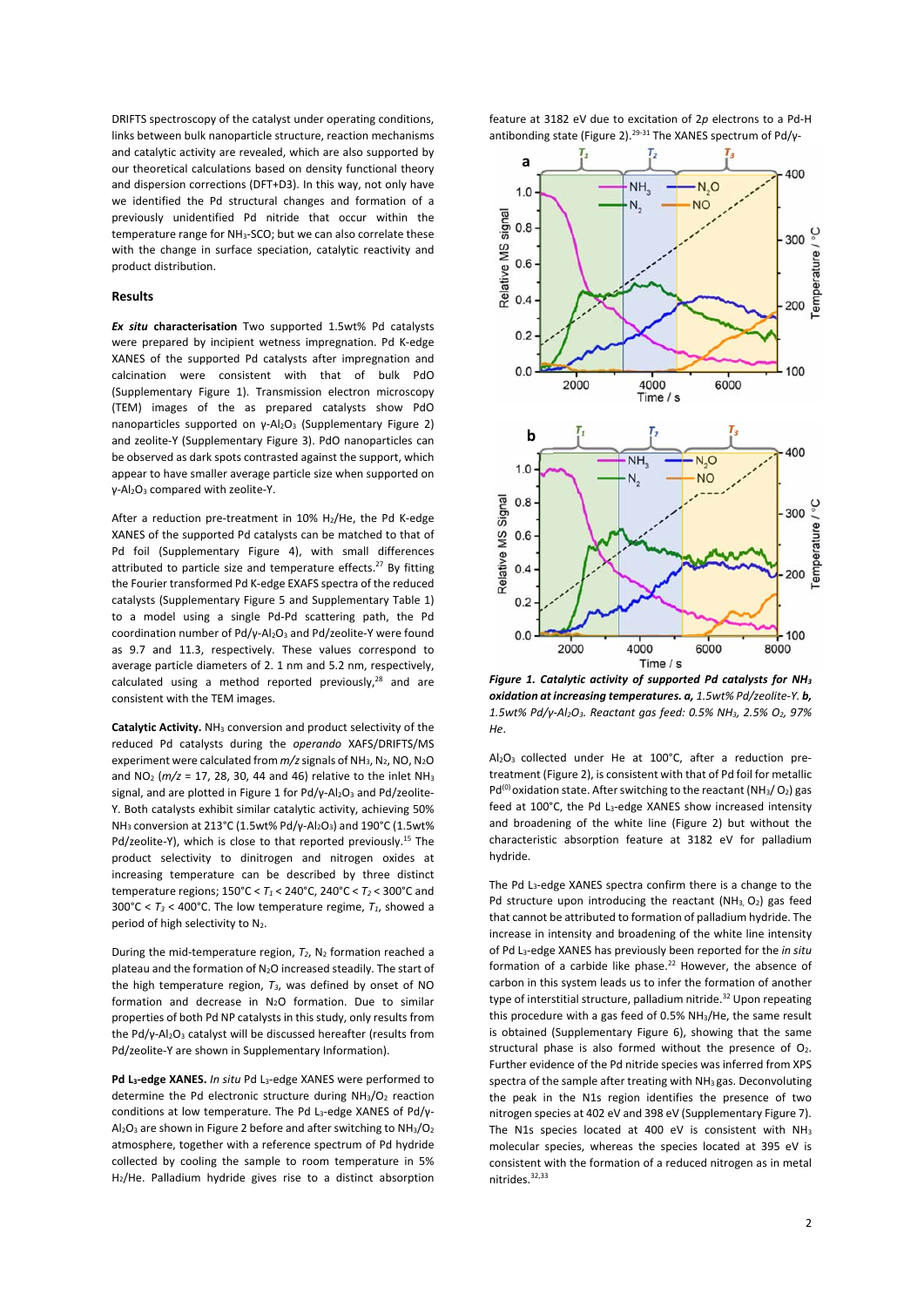DRIFTS spectroscopy of the catalyst under operating conditions, links between bulk nanoparticle structure, reaction mechanisms and catalytic activity are revealed, which are also supported by our theoretical calculations based on density functional theory and dispersion corrections (DFT+D3). In this way, not only have we identified the Pd structural changes and formation of a previously unidentified Pd nitride that occur within the temperature range for $NH_3$-SCO; but we can also correlate these with the change in surface speciation, catalytic reactivity and product distribution.

## Results

***Ex situ* characterisation** Two supported 1.5wt% Pd catalysts were prepared by incipient wetness impregnation. Pd K-edge XANES of the supported Pd catalysts after impregnation and calcination were consistent with that of bulk PdO (Supplementary Figure 1). Transmission electron microscopy (TEM) images of the as prepared catalysts show PdO nanoparticles supported on γ-$Al_2O_3$ (Supplementary Figure 2) and zeolite-Y (Supplementary Figure 3). PdO nanoparticles can be observed as dark spots contrasted against the support, which appear to have smaller average particle size when supported on γ-$Al_2O_3$ compared with zeolite-Y.

After a reduction pre-treatment in 10% $H_2$/He, the Pd K-edge XANES of the supported Pd catalysts can be matched to that of Pd foil (Supplementary Figure 4), with small differences attributed to particle size and temperature effects.[27] By fitting the Fourier transformed Pd K-edge EXAFS spectra of the reduced catalysts (Supplementary Figure 5 and Supplementary Table 1) to a model using a single Pd-Pd scattering path, the Pd coordination number of Pd/γ-$Al_2O_3$ and Pd/zeolite-Y were found as 9.7 and 11.3, respectively. These values correspond to average particle diameters of 2. 1 nm and 5.2 nm, respectively, calculated using a method reported previously,[28] and are consistent with the TEM images.

**Catalytic Activity.** $NH_3$ conversion and product selectivity of the reduced Pd catalysts during the *operando* XAFS/DRIFTS/MS experiment were calculated from *m/z* signals of $NH_3$, $N_2$, NO, $N_2O$ and $NO_2$ (*m/z* = 17, 28, 30, 44 and 46) relative to the inlet $NH_3$ signal, and are plotted in Figure 1 for Pd/γ-$Al_2O_3$ and Pd/zeolite-Y. Both catalysts exhibit similar catalytic activity, achieving 50% $NH_3$ conversion at 213°C (1.5wt% Pd/γ-$Al_2O_3$) and 190°C (1.5wt% Pd/zeolite-Y), which is close to that reported previously.[15] The product selectivity to dinitrogen and nitrogen oxides at increasing temperature can be described by three distinct temperature regions; 150°C < $T_1$ < 240°C, 240°C < $T_2$ < 300°C and 300°C < $T_3$ < 400°C. The low temperature regime, $T_1$, showed a period of high selectivity to $N_2$.

During the mid-temperature region, $T_2$, $N_2$ formation reached a plateau and the formation of $N_2O$ increased steadily. The start of the high temperature region, $T_3$, was defined by onset of NO formation and decrease in $N_2O$ formation. Due to similar properties of both Pd NP catalysts in this study, only results from the Pd/γ-$Al_2O_3$ catalyst will be discussed hereafter (results from Pd/zeolite-Y are shown in Supplementary Information).

**Pd $L_3$-edge XANES.** *In situ* Pd $L_3$-edge XANES were performed to determine the Pd electronic structure during $NH_3/O_2$ reaction conditions at low temperature. The Pd $L_3$-edge XANES of Pd/γ-$Al_2O_3$ are shown in Figure 2 before and after switching to $NH_3/O_2$ atmosphere, together with a reference spectrum of Pd hydride collected by cooling the sample to room temperature in 5% $H_2$/He. Palladium hydride gives rise to a distinct absorption feature at 3182 eV due to excitation of 2*p* electrons to a Pd-H antibonding state (Figure 2).[29-31] The XANES spectrum of Pd/γ-$Al_2O_3$ collected under He at 100°C, after a reduction pre-treatment (Figure 2), is consistent with that of Pd foil for metallic $Pd^{(0)}$ oxidation state. After switching to the reactant ($NH_3$/ $O_2$) gas feed at 100°C, the Pd $L_3$-edge XANES showed increased intensity and broadening of the white line (Figure 2) but without the characteristic absorption feature at 3182 eV for palladium hydride.

**Figure 1. Catalytic activity of supported Pd catalysts for $NH_3$ oxidation at increasing temperatures. a,** *1.5wt% Pd/zeolite-Y.* **b,** *1.5wt% Pd/γ-$Al_2O_3$. Reactant gas feed: 0.5% $NH_3$, 2.5% $O_2$, 97% He.*

The Pd $L_3$-edge XANES spectra confirm there is a change to the Pd structure upon introducing the reactant ($NH_3$, $O_2$) gas feed that cannot be attributed to formation of palladium hydride. The increase in intensity and broadening of the white line intensity of Pd $L_3$-edge XANES has previously been reported for the *in situ* formation of a carbide like phase.[22] However, the absence of carbon in this system leads us to infer the formation of another type of interstitial structure, palladium nitride.[32] Upon repeating this procedure with a gas feed of 0.5% $NH_3$/He, the same result is obtained (Supplementary Figure 6), showing that the same structural phase is also formed without the presence of $O_2$. Further evidence of the Pd nitride species was inferred from XPS spectra of the sample after treating with $NH_3$ gas. Deconvoluting the peak in the N1s region identifies the presence of two nitrogen species at 402 eV and 398 eV (Supplementary Figure 7). The N1s species located at 400 eV is consistent with $NH_3$ molecular species, whereas the species located at 395 eV is consistent with the formation of a reduced nitrogen as in metal nitrides.[32,33]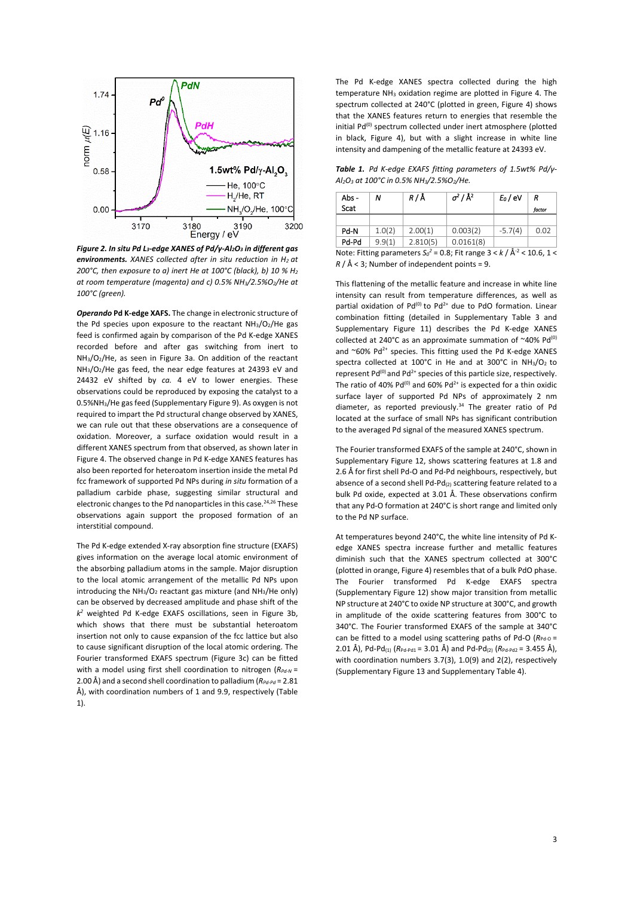*Figure 2. In situ Pd $L_3$-edge XANES of Pd/γ-$Al_2O_3$ in different gas environments.* *XANES collected after in situ reduction in $H_2$ at 200°C, then exposure to a) inert He at 100°C (black), b) 10 % $H_2$ at room temperature (magenta) and c) 0.5% $NH_3$/2.5%$O_2$/He at 100°C (green).*

***Operando* Pd K-edge XAFS.** The change in electronic structure of the Pd species upon exposure to the reactant $NH_3$/$O_2$/He gas feed is confirmed again by comparison of the Pd K-edge XANES recorded before and after gas switching from inert to $NH_3$/$O_2$/He, as seen in Figure 3a. On addition of the reactant $NH_3$/$O_2$/He gas feed, the near edge features at 24393 eV and 24432 eV shifted by *ca.* 4 eV to lower energies. These observations could be reproduced by exposing the catalyst to a 0.5%$NH_3$/He gas feed (Supplementary Figure 9). As oxygen is not required to impart the Pd structural change observed by XANES, we can rule out that these observations are a consequence of oxidation. Moreover, a surface oxidation would result in a different XANES spectrum from that observed, as shown later in Figure 4. The observed change in Pd K-edge XANES features has also been reported for heteroatom insertion inside the metal Pd fcc framework of supported Pd NPs during *in situ* formation of a palladium carbide phase, suggesting similar structural and electronic changes to the Pd nanoparticles in this case.[24,26] These observations again support the proposed formation of an interstitial compound.

The Pd K-edge extended X-ray absorption fine structure (EXAFS) gives information on the average local atomic environment of the absorbing palladium atoms in the sample. Major disruption to the local atomic arrangement of the metallic Pd NPs upon introducing the $NH_3$/$O_2$ reactant gas mixture (and $NH_3$/He only) can be observed by decreased amplitude and phase shift of the $k^2$ weighted Pd K-edge EXAFS oscillations, seen in Figure 3b, which shows that there must be substantial heteroatom insertion not only to cause expansion of the fcc lattice but also to cause significant disruption of the local atomic ordering. The Fourier transformed EXAFS spectrum (Figure 3c) can be fitted with a model using first shell coordination to nitrogen ($R_{Pd\text{-}N}$ = 2.00 Å) and a second shell coordination to palladium ($R_{Pd\text{-}Pd}$ = 2.81 Å), with coordination numbers of 1 and 9.9, respectively (Table 1).

The Pd K-edge XANES spectra collected during the high temperature $NH_3$ oxidation regime are plotted in Figure 4. The spectrum collected at 240°C (plotted in green, Figure 4) shows that the XANES features return to energies that resemble the initial $Pd^{(0)}$ spectrum collected under inert atmosphere (plotted in black, Figure 4), but with a slight increase in white line intensity and dampening of the metallic feature at 24393 eV.

***Table 1.*** *Pd K-edge EXAFS fitting parameters of 1.5wt% Pd/γ-$Al_2O_3$ at 100°C in 0.5% $NH_3$/2.5%$O_2$/He.*

| Abs - Scat | $N$ | $R$ / Å | $\sigma^2$ / Å$^2$ | $E_0$ / eV | $R$ factor |
|---|---|---|---|---|---|
| Pd-N | 1.0(2) | 2.00(1) | 0.003(2) | -5.7(4) | 0.02 |
| Pd-Pd | 9.9(1) | 2.810(5) | 0.0161(8) | | |

Note: Fitting parameters $S_0^2$ = 0.8; Fit range 3 < $k$ / Å$^{-2}$ < 10.6, 1 < $R$ / Å < 3; Number of independent points = 9.

This flattening of the metallic feature and increase in white line intensity can result from temperature differences, as well as partial oxidation of $Pd^{(0)}$ to $Pd^{2+}$ due to PdO formation. Linear combination fitting (detailed in Supplementary Table 3 and Supplementary Figure 11) describes the Pd K-edge XANES collected at 240°C as an approximate summation of ~40% $Pd^{(0)}$ and ~60% $Pd^{2+}$ species. This fitting used the Pd K-edge XANES spectra collected at 100°C in He and at 300°C in $NH_3$/$O_2$ to represent $Pd^{(0)}$ and $Pd^{2+}$ species of this particle size, respectively. The ratio of 40% $Pd^{(0)}$ and 60% $Pd^{2+}$ is expected for a thin oxidic surface layer of supported Pd NPs of approximately 2 nm diameter, as reported previously.[34] The greater ratio of Pd located at the surface of small NPs has significant contribution to the averaged Pd signal of the measured XANES spectrum.

The Fourier transformed EXAFS of the sample at 240°C, shown in Supplementary Figure 12, shows scattering features at 1.8 and 2.6 Å for first shell Pd-O and Pd-Pd neighbours, respectively, but absence of a second shell Pd-$Pd_{(2)}$ scattering feature related to a bulk Pd oxide, expected at 3.01 Å. These observations confirm that any Pd-O formation at 240°C is short range and limited only to the Pd NP surface.

At temperatures beyond 240°C, the white line intensity of Pd K-edge XANES spectra increase further and metallic features diminish such that the XANES spectrum collected at 300°C (plotted in orange, Figure 4) resembles that of a bulk PdO phase. The Fourier transformed Pd K-edge EXAFS spectra (Supplementary Figure 12) show major transition from metallic NP structure at 240°C to oxide NP structure at 300°C, and growth in amplitude of the oxide scattering features from 300°C to 340°C. The Fourier transformed EXAFS of the sample at 340°C can be fitted to a model using scattering paths of Pd-O ($R_{Pd\text{-}O}$ = 2.01 Å), Pd-$Pd_{(1)}$ ($R_{Pd\text{-}Pd1}$ = 3.01 Å) and Pd-$Pd_{(2)}$ ($R_{Pd\text{-}Pd2}$ = 3.455 Å), with coordination numbers 3.7(3), 1.0(9) and 2(2), respectively (Supplementary Figure 13 and Supplementary Table 4).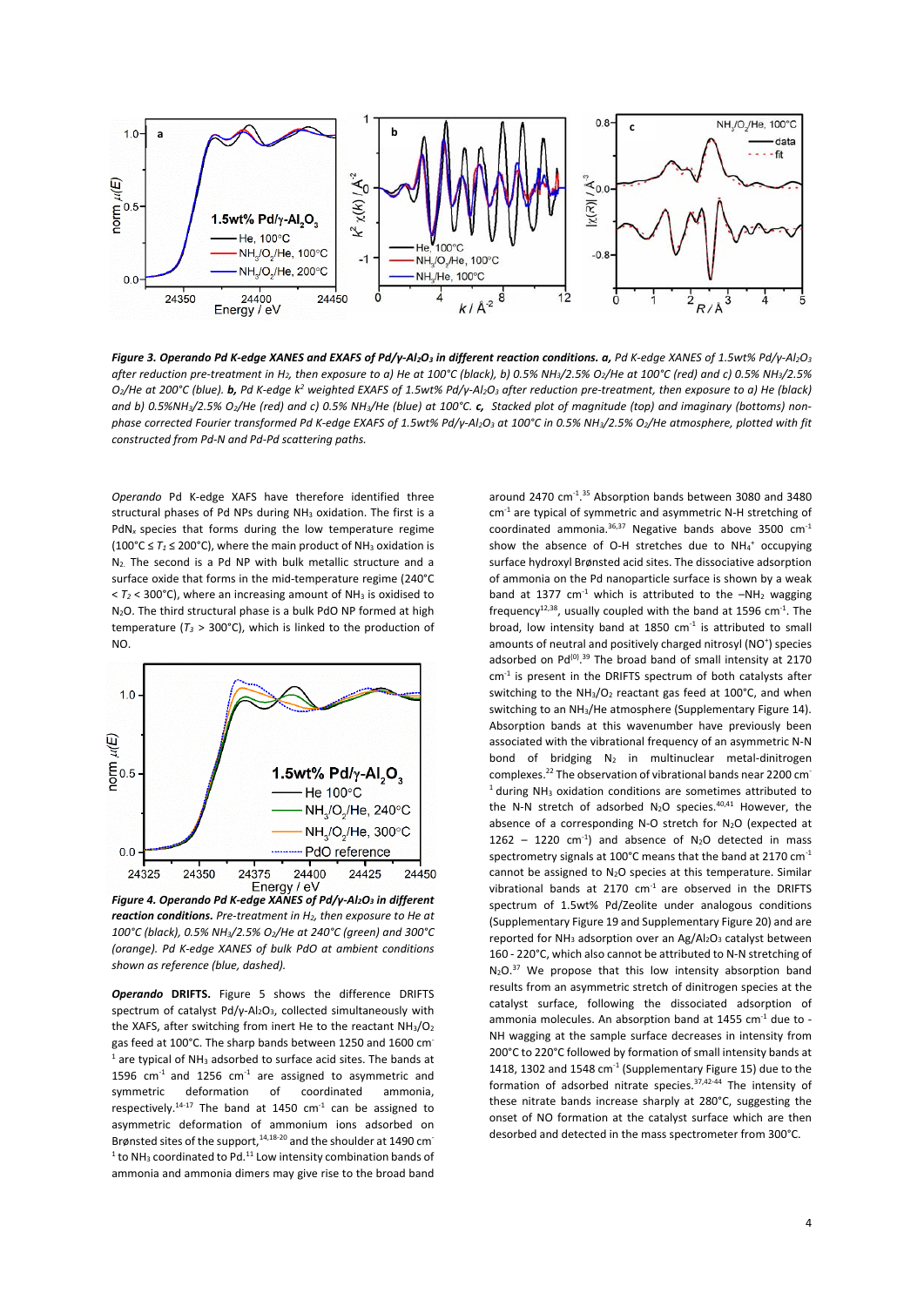**Figure 3. Operando Pd K-edge XANES and EXAFS of Pd/γ-$Al_2O_3$ in different reaction conditions. a,** *Pd K-edge XANES of 1.5wt% Pd/γ-$Al_2O_3$ after reduction pre-treatment in $H_2$, then exposure to a) He at 100°C (black), b) 0.5% $NH_3$/2.5% $O_2$/He at 100°C (red) and c) 0.5% $NH_3$/2.5% $O_2$/He at 200°C (blue).* **b,** *Pd K-edge $k^2$ weighted EXAFS of 1.5wt% Pd/γ-$Al_2O_3$ after reduction pre-treatment, then exposure to a) He (black) and b) 0.5%$NH_3$/2.5% $O_2$/He (red) and c) 0.5% $NH_3$/He (blue) at 100°C.* **c,** *Stacked plot of magnitude (top) and imaginary (bottoms) non-phase corrected Fourier transformed Pd K-edge EXAFS of 1.5wt% Pd/γ-$Al_2O_3$ at 100°C in 0.5% $NH_3$/2.5% $O_2$/He atmosphere, plotted with fit constructed from Pd-N and Pd-Pd scattering paths.*

*Operando* Pd K-edge XAFS have therefore identified three structural phases of Pd NPs during $NH_3$ oxidation. The first is a $PdN_x$ species that forms during the low temperature regime (100°C ≤ $T_1$ ≤ 200°C), where the main product of $NH_3$ oxidation is $N_2$. The second is a Pd NP with bulk metallic structure and a surface oxide that forms in the mid-temperature regime (240°C < $T_2$ < 300°C), where an increasing amount of $NH_3$ is oxidised to $N_2O$. The third structural phase is a bulk PdO NP formed at high temperature ($T_3$ > 300°C), which is linked to the production of NO.

**Figure 4. Operando Pd K-edge XANES of Pd/γ-$Al_2O_3$ in different reaction conditions.** *Pre-treatment in $H_2$, then exposure to He at 100°C (black), 0.5% $NH_3$/2.5% $O_2$/He at 240°C (green) and 300°C (orange). Pd K-edge XANES of bulk PdO at ambient conditions shown as reference (blue, dashed).*

***Operando* DRIFTS.** Figure 5 shows the difference DRIFTS spectrum of catalyst Pd/γ-$Al_2O_3$, collected simultaneously with the XAFS, after switching from inert He to the reactant $NH_3/O_2$ gas feed at 100°C. The sharp bands between 1250 and 1600 $cm^{-1}$ are typical of $NH_3$ adsorbed to surface acid sites. The bands at 1596 $cm^{-1}$ and 1256 $cm^{-1}$ are assigned to asymmetric and symmetric deformation of coordinated ammonia, respectively.[14-17] The band at 1450 $cm^{-1}$ can be assigned to asymmetric deformation of ammonium ions adsorbed on Brønsted sites of the support,[14,18-20] and the shoulder at 1490 $cm^{-1}$ to $NH_3$ coordinated to Pd.[11] Low intensity combination bands of ammonia and ammonia dimers may give rise to the broad band around 2470 $cm^{-1}$.[35] Absorption bands between 3080 and 3480 $cm^{-1}$ are typical of symmetric and asymmetric N-H stretching of coordinated ammonia.[36,37] Negative bands above 3500 $cm^{-1}$ show the absence of O-H stretches due to $NH_4^+$ occupying surface hydroxyl Brønsted acid sites. The dissociative adsorption of ammonia on the Pd nanoparticle surface is shown by a weak band at 1377 $cm^{-1}$ which is attributed to the $-NH_2$ wagging frequency[12,38], usually coupled with the band at 1596 $cm^{-1}$. The broad, low intensity band at 1850 $cm^{-1}$ is attributed to small amounts of neutral and positively charged nitrosyl ($NO^+$) species adsorbed on $Pd^{(0)}$.[39] The broad band of small intensity at 2170 $cm^{-1}$ is present in the DRIFTS spectrum of both catalysts after switching to the $NH_3/O_2$ reactant gas feed at 100°C, and when switching to an $NH_3$/He atmosphere (Supplementary Figure 14). Absorption bands at this wavenumber have previously been associated with the vibrational frequency of an asymmetric N-N bond of bridging $N_2$ in multinuclear metal-dinitrogen complexes.[22] The observation of vibrational bands near 2200 $cm^{-1}$ during $NH_3$ oxidation conditions are sometimes attributed to the N-N stretch of adsorbed $N_2O$ species.[40,41] However, the absence of a corresponding N-O stretch for $N_2O$ (expected at 1262 – 1220 $cm^{-1}$) and absence of $N_2O$ detected in mass spectrometry signals at 100°C means that the band at 2170 $cm^{-1}$ cannot be assigned to $N_2O$ species at this temperature. Similar vibrational bands at 2170 $cm^{-1}$ are observed in the DRIFTS spectrum of 1.5wt% Pd/Zeolite under analogous conditions (Supplementary Figure 19 and Supplementary Figure 20) and are reported for $NH_3$ adsorption over an Ag/$Al_2O_3$ catalyst between 160 - 220°C, which also cannot be attributed to N-N stretching of $N_2O$.[37] We propose that this low intensity absorption band results from an asymmetric stretch of dinitrogen species at the catalyst surface, following the dissociated adsorption of ammonia molecules. An absorption band at 1455 $cm^{-1}$ due to -NH wagging at the sample surface decreases in intensity from 200°C to 220°C followed by formation of small intensity bands at 1418, 1302 and 1548 $cm^{-1}$ (Supplementary Figure 15) due to the formation of adsorbed nitrate species.[37,42-44] The intensity of these nitrate bands increase sharply at 280°C, suggesting the onset of NO formation at the catalyst surface which are then desorbed and detected in the mass spectrometer from 300°C.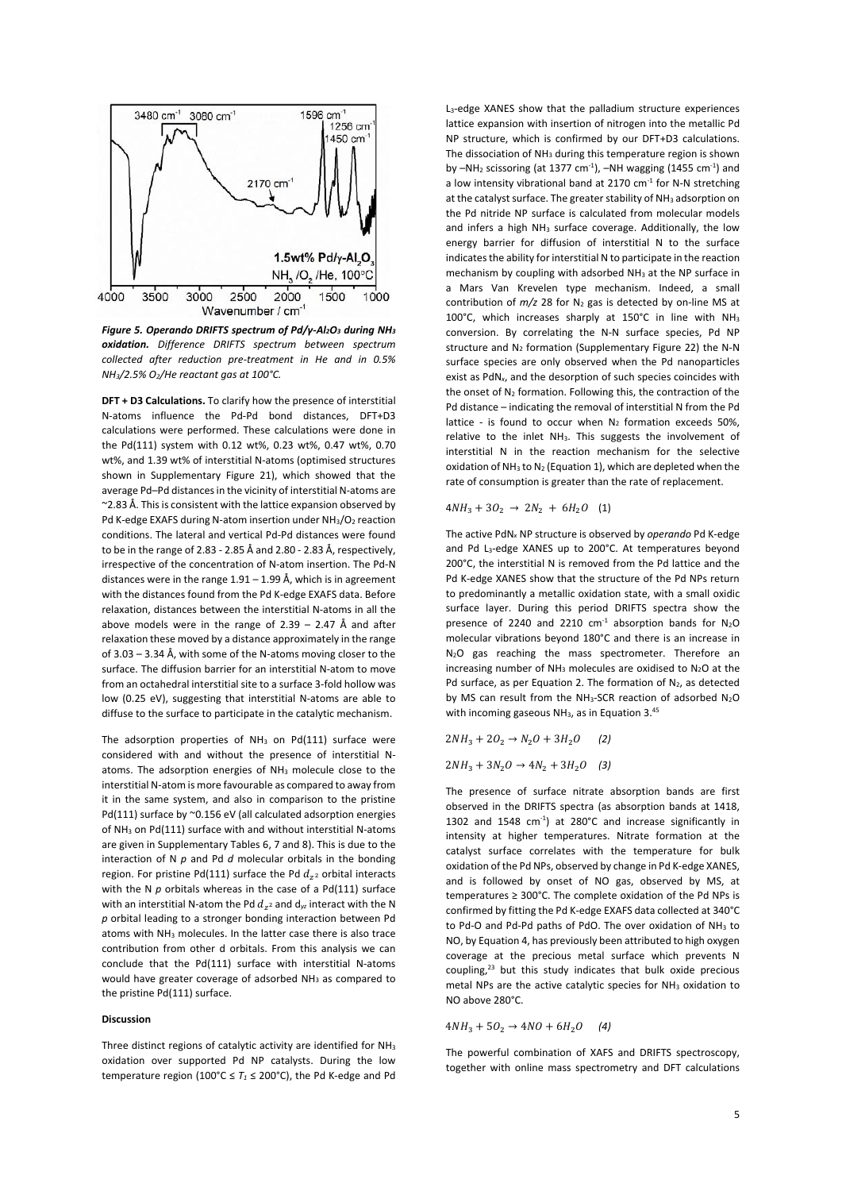**Figure 5. Operando DRIFTS spectrum of Pd/γ-$Al_2O_3$ during $NH_3$ oxidation.** *Difference DRIFTS spectrum between spectrum collected after reduction pre-treatment in He and in 0.5% $NH_3$/2.5% $O_2$/He reactant gas at 100°C.*

**DFT + D3 Calculations.** To clarify how the presence of interstitial N-atoms influence the Pd-Pd bond distances, DFT+D3 calculations were performed. These calculations were done in the Pd(111) system with 0.12 wt%, 0.23 wt%, 0.47 wt%, 0.70 wt%, and 1.39 wt% of interstitial N-atoms (optimised structures shown in Supplementary Figure 21), which showed that the average Pd–Pd distances in the vicinity of interstitial N-atoms are ~2.83 Å. This is consistent with the lattice expansion observed by Pd K-edge EXAFS during N-atom insertion under $NH_3$/$O_2$ reaction conditions. The lateral and vertical Pd-Pd distances were found to be in the range of 2.83 - 2.85 Å and 2.80 - 2.83 Å, respectively, irrespective of the concentration of N-atom insertion. The Pd-N distances were in the range 1.91 – 1.99 Å, which is in agreement with the distances found from the Pd K-edge EXAFS data. Before relaxation, distances between the interstitial N-atoms in all the above models were in the range of 2.39 – 2.47 Å and after relaxation these moved by a distance approximately in the range of 3.03 – 3.34 Å, with some of the N-atoms moving closer to the surface. The diffusion barrier for an interstitial N-atom to move from an octahedral interstitial site to a surface 3-fold hollow was low (0.25 eV), suggesting that interstitial N-atoms are able to diffuse to the surface to participate in the catalytic mechanism.

The adsorption properties of $NH_3$ on Pd(111) surface were considered with and without the presence of interstitial N-atoms. The adsorption energies of $NH_3$ molecule close to the interstitial N-atom is more favourable as compared to away from it in the same system, and also in comparison to the pristine Pd(111) surface by ~0.156 eV (all calculated adsorption energies of $NH_3$ on Pd(111) surface with and without interstitial N-atoms are given in Supplementary Tables 6, 7 and 8). This is due to the interaction of N *p* and Pd *d* molecular orbitals in the bonding region. For pristine Pd(111) surface the Pd $d_{z^2}$ orbital interacts with the N *p* orbitals whereas in the case of a Pd(111) surface with an interstitial N-atom the Pd $d_{z^2}$ and $d_{yz}$ interact with the N *p* orbital leading to a stronger bonding interaction between Pd atoms with $NH_3$ molecules. In the latter case there is also trace contribution from other d orbitals. From this analysis we can conclude that the Pd(111) surface with interstitial N-atoms would have greater coverage of adsorbed $NH_3$ as compared to the pristine Pd(111) surface.

## Discussion

Three distinct regions of catalytic activity are identified for $NH_3$ oxidation over supported Pd NP catalysts. During the low temperature region (100°C ≤ $T_1$ ≤ 200°C), the Pd K-edge and Pd $L_3$-edge XANES show that the palladium structure experiences lattice expansion with insertion of nitrogen into the metallic Pd NP structure, which is confirmed by our DFT+D3 calculations. The dissociation of $NH_3$ during this temperature region is shown by –$NH_2$ scissoring (at 1377 $cm^{-1}$), –NH wagging (1455 $cm^{-1}$) and a low intensity vibrational band at 2170 $cm^{-1}$ for N-N stretching at the catalyst surface. The greater stability of $NH_3$ adsorption on the Pd nitride NP surface is calculated from molecular models and infers a high $NH_3$ surface coverage. Additionally, the low energy barrier for diffusion of interstitial N to the surface indicates the ability for interstitial N to participate in the reaction mechanism by coupling with adsorbed $NH_3$ at the NP surface in a Mars Van Krevelen type mechanism. Indeed, a small contribution of *m/z* 28 for $N_2$ gas is detected by on-line MS at 100°C, which increases sharply at 150°C in line with $NH_3$ conversion. By correlating the N-N surface species, Pd NP structure and $N_2$ formation (Supplementary Figure 22) the N-N surface species are only observed when the Pd nanoparticles exist as $PdN_x$, and the desorption of such species coincides with the onset of $N_2$ formation. Following this, the contraction of the Pd distance – indicating the removal of interstitial N from the Pd lattice - is found to occur when $N_2$ formation exceeds 50%, relative to the inlet $NH_3$. This suggests the involvement of interstitial N in the reaction mechanism for the selective oxidation of $NH_3$ to $N_2$ (Equation 1), which are depleted when the rate of consumption is greater than the rate of replacement.

$$4NH_3 + 3O_2 \rightarrow 2N_2 + 6H_2O \quad (1)$$

The active $PdN_x$ NP structure is observed by *operando* Pd K-edge and Pd $L_3$-edge XANES up to 200°C. At temperatures beyond 200°C, the interstitial N is removed from the Pd lattice and the Pd K-edge XANES show that the structure of the Pd NPs return to predominantly a metallic oxidation state, with a small oxidic surface layer. During this period DRIFTS spectra show the presence of 2240 and 2210 $cm^{-1}$ absorption bands for $N_2O$ molecular vibrations beyond 180°C and there is an increase in $N_2O$ gas reaching the mass spectrometer. Therefore an increasing number of $NH_3$ molecules are oxidised to $N_2O$ at the Pd surface, as per Equation 2. The formation of $N_2$, as detected by MS can result from the $NH_3$-SCR reaction of adsorbed $N_2O$ with incoming gaseous $NH_3$, as in Equation 3.[45]

$$2NH_3 + 2O_2 \rightarrow N_2O + 3H_2O \quad (2)$$

$$2NH_3 + 3N_2O \rightarrow 4N_2 + 3H_2O \quad (3)$$

The presence of surface nitrate absorption bands are first observed in the DRIFTS spectra (as absorption bands at 1418, 1302 and 1548 $cm^{-1}$) at 280°C and increase significantly in intensity at higher temperatures. Nitrate formation at the catalyst surface correlates with the temperature for bulk oxidation of the Pd NPs, observed by change in Pd K-edge XANES, and is followed by onset of NO gas, observed by MS, at temperatures ≥ 300°C. The complete oxidation of the Pd NPs is confirmed by fitting the Pd K-edge EXAFS data collected at 340°C to Pd-O and Pd-Pd paths of PdO. The over oxidation of $NH_3$ to NO, by Equation 4, has previously been attributed to high oxygen coverage at the precious metal surface which prevents N coupling,[23] but this study indicates that bulk oxide precious metal NPs are the active catalytic species for $NH_3$ oxidation to NO above 280°C.

$$4NH_3 + 5O_2 \rightarrow 4NO + 6H_2O \quad (4)$$

The powerful combination of XAFS and DRIFTS spectroscopy, together with online mass spectrometry and DFT calculations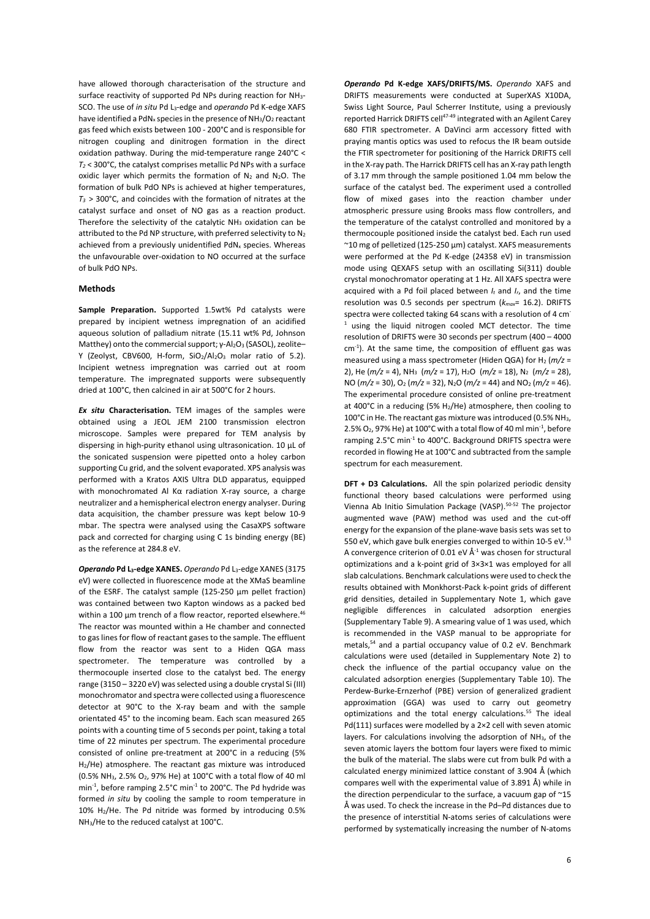have allowed thorough characterisation of the structure and surface reactivity of supported Pd NPs during reaction for $NH_3$-SCO. The use of *in situ* Pd $L_3$-edge and *operando* Pd K-edge XAFS have identified a $PdN_x$ species in the presence of $NH_3/O_2$ reactant gas feed which exists between 100 - 200°C and is responsible for nitrogen coupling and dinitrogen formation in the direct oxidation pathway. During the mid-temperature range 240°C < $T_2$ < 300°C, the catalyst comprises metallic Pd NPs with a surface oxidic layer which permits the formation of $N_2$ and $N_2O$. The formation of bulk PdO NPs is achieved at higher temperatures, $T_3$ > 300°C, and coincides with the formation of nitrates at the catalyst surface and onset of NO gas as a reaction product. Therefore the selectivity of the catalytic $NH_3$ oxidation can be attributed to the Pd NP structure, with preferred selectivity to $N_2$ achieved from a previously unidentified $PdN_x$ species. Whereas the unfavourable over-oxidation to NO occurred at the surface of bulk PdO NPs.

## Methods

**Sample Preparation.** Supported 1.5wt% Pd catalysts were prepared by incipient wetness impregnation of an acidified aqueous solution of palladium nitrate (15.11 wt% Pd, Johnson Matthey) onto the commercial support; γ-$Al_2O_3$ (SASOL), zeolite–Y (Zeolyst, CBV600, H-form, $SiO_2/Al_2O_3$ molar ratio of 5.2). Incipient wetness impregnation was carried out at room temperature. The impregnated supports were subsequently dried at 100°C, then calcined in air at 500°C for 2 hours.

***Ex situ* Characterisation.** TEM images of the samples were obtained using a JEOL JEM 2100 transmission electron microscope. Samples were prepared for TEM analysis by dispersing in high-purity ethanol using ultrasonication. 10 µL of the sonicated suspension were pipetted onto a holey carbon supporting Cu grid, and the solvent evaporated. XPS analysis was performed with a Kratos AXIS Ultra DLD apparatus, equipped with monochromated Al Kα radiation X-ray source, a charge neutralizer and a hemispherical electron energy analyser. During data acquisition, the chamber pressure was kept below 10-9 mbar. The spectra were analysed using the CasaXPS software pack and corrected for charging using C 1s binding energy (BE) as the reference at 284.8 eV.

***Operando* Pd $L_3$-edge XANES.** *Operando* Pd $L_3$-edge XANES (3175 eV) were collected in fluorescence mode at the XMaS beamline of the ESRF. The catalyst sample (125-250 µm pellet fraction) was contained between two Kapton windows as a packed bed within a 100 µm trench of a flow reactor, reported elsewhere.[46] The reactor was mounted within a He chamber and connected to gas lines for flow of reactant gases to the sample. The effluent flow from the reactor was sent to a Hiden QGA mass spectrometer. The temperature was controlled by a thermocouple inserted close to the catalyst bed. The energy range (3150 – 3220 eV) was selected using a double crystal Si (III) monochromator and spectra were collected using a fluorescence detector at 90°C to the X-ray beam and with the sample orientated 45° to the incoming beam. Each scan measured 265 points with a counting time of 5 seconds per point, taking a total time of 22 minutes per spectrum. The experimental procedure consisted of online pre-treatment at 200°C in a reducing (5% $H_2$/He) atmosphere. The reactant gas mixture was introduced (0.5% $NH_3$, 2.5% $O_2$, 97% He) at 100°C with a total flow of 40 ml min$^{-1}$, before ramping 2.5°C min$^{-1}$ to 200°C. The Pd hydride was formed *in situ* by cooling the sample to room temperature in 10% $H_2$/He. The Pd nitride was formed by introducing 0.5% $NH_3$/He to the reduced catalyst at 100°C.

***Operando* Pd K-edge XAFS/DRIFTS/MS.** *Operando* XAFS and DRIFTS measurements were conducted at SuperXAS X10DA, Swiss Light Source, Paul Scherrer Institute, using a previously reported Harrick DRIFTS cell[47-49] integrated with an Agilent Carey 680 FTIR spectrometer. A DaVinci arm accessory fitted with praying mantis optics was used to refocus the IR beam outside the FTIR spectrometer for positioning of the Harrick DRIFTS cell in the X-ray path. The Harrick DRIFTS cell has an X-ray path length of 3.17 mm through the sample positioned 1.04 mm below the surface of the catalyst bed. The experiment used a controlled flow of mixed gases into the reaction chamber under atmospheric pressure using Brooks mass flow controllers, and the temperature of the catalyst controlled and monitored by a thermocouple positioned inside the catalyst bed. Each run used ~10 mg of pelletized (125-250 µm) catalyst. XAFS measurements were performed at the Pd K-edge (24358 eV) in transmission mode using QEXAFS setup with an oscillating Si(311) double crystal monochromator operating at 1 Hz. All XAFS spectra were acquired with a Pd foil placed between $I_t$ and $I_r$, and the time resolution was 0.5 seconds per spectrum ($k_{max}$= 16.2). DRIFTS spectra were collected taking 64 scans with a resolution of 4 cm$^{-1}$ using the liquid nitrogen cooled MCT detector. The time resolution of DRIFTS were 30 seconds per spectrum (400 – 4000 cm$^{-1}$). At the same time, the composition of effluent gas was measured using a mass spectrometer (Hiden QGA) for $H_2$ ($m/z$ = 2), He ($m/z$ = 4), $NH_3$ ($m/z$ = 17), $H_2O$ ($m/z$ = 18), $N_2$ ($m/z$ = 28), NO ($m/z$ = 30), $O_2$ ($m/z$ = 32), $N_2O$ ($m/z$ = 44) and $NO_2$ ($m/z$ = 46). The experimental procedure consisted of online pre-treatment at 400°C in a reducing (5% $H_2$/He) atmosphere, then cooling to 100°C in He. The reactant gas mixture was introduced (0.5% $NH_3$, 2.5% $O_2$, 97% He) at 100°C with a total flow of 40 ml min$^{-1}$, before ramping 2.5°C min$^{-1}$ to 400°C. Background DRIFTS spectra were recorded in flowing He at 100°C and subtracted from the sample spectrum for each measurement.

**DFT + D3 Calculations.** All the spin polarized periodic density functional theory based calculations were performed using Vienna Ab Initio Simulation Package (VASP).[50-52] The projector augmented wave (PAW) method was used and the cut-off energy for the expansion of the plane-wave basis sets was set to 550 eV, which gave bulk energies converged to within 10-5 eV.[53] A convergence criterion of 0.01 eV Å$^{-1}$ was chosen for structural optimizations and a k-point grid of 3×3×1 was employed for all slab calculations. Benchmark calculations were used to check the results obtained with Monkhorst-Pack k-point grids of different grid densities, detailed in Supplementary Note 1, which gave negligible differences in calculated adsorption energies (Supplementary Table 9). A smearing value of 1 was used, which is recommended in the VASP manual to be appropriate for metals,[54] and a partial occupancy value of 0.2 eV. Benchmark calculations were used (detailed in Supplementary Note 2) to check the influence of the partial occupancy value on the calculated adsorption energies (Supplementary Table 10). The Perdew-Burke-Ernzerhof (PBE) version of generalized gradient approximation (GGA) was used to carry out geometry optimizations and the total energy calculations.[55] The ideal Pd(111) surfaces were modelled by a 2×2 cell with seven atomic layers. For calculations involving the adsorption of $NH_3$, of the seven atomic layers the bottom four layers were fixed to mimic the bulk of the material. The slabs were cut from bulk Pd with a calculated energy minimized lattice constant of 3.904 Å (which compares well with the experimental value of 3.891 Å) while in the direction perpendicular to the surface, a vacuum gap of ~15 Å was used. To check the increase in the Pd–Pd distances due to the presence of interstitial N-atoms series of calculations were performed by systematically increasing the number of N-atoms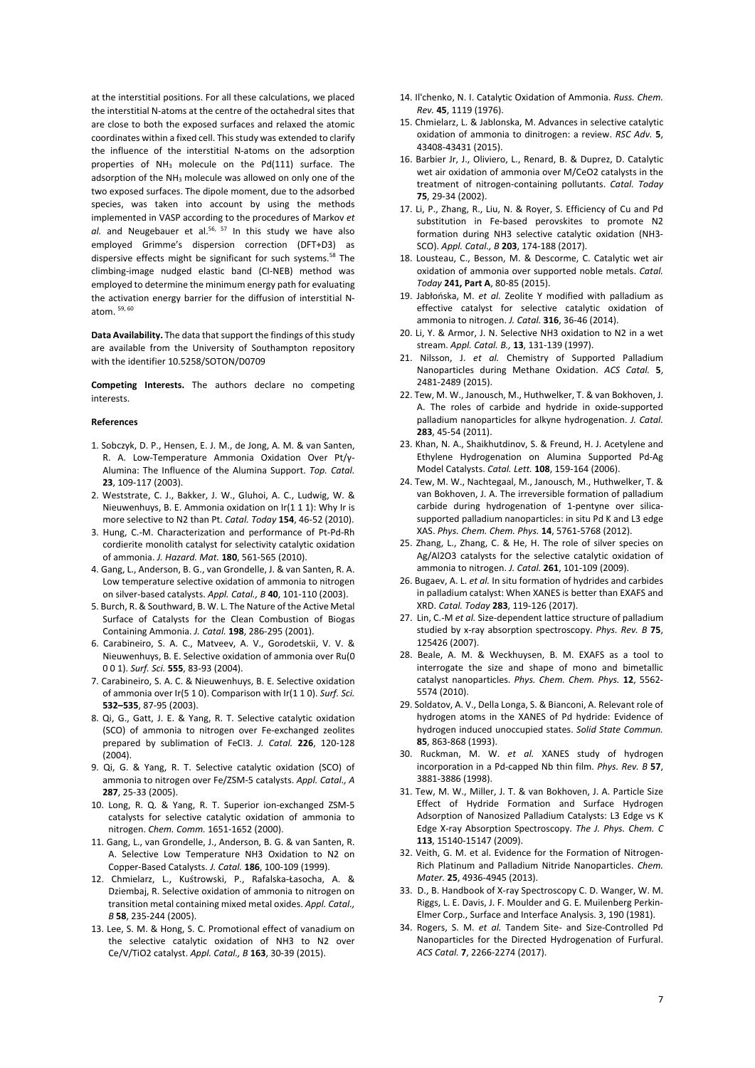at the interstitial positions. For all these calculations, we placed the interstitial N-atoms at the centre of the octahedral sites that are close to both the exposed surfaces and relaxed the atomic coordinates within a fixed cell. This study was extended to clarify the influence of the interstitial N-atoms on the adsorption properties of $NH_3$ molecule on the Pd(111) surface. The adsorption of the $NH_3$ molecule was allowed on only one of the two exposed surfaces. The dipole moment, due to the adsorbed species, was taken into account by using the methods implemented in VASP according to the procedures of Markov *et al.* and Neugebauer et al.[56, 57] In this study we have also employed Grimme's dispersion correction (DFT+D3) as dispersive effects might be significant for such systems.[58] The climbing-image nudged elastic band (CI-NEB) method was employed to determine the minimum energy path for evaluating the activation energy barrier for the diffusion of interstitial N-atom. [59, 60]

**Data Availability.** The data that support the findings of this study are available from the University of Southampton repository with the identifier 10.5258/SOTON/D0709

**Competing Interests.** The authors declare no competing interests.

**References**

1. Sobczyk, D. P., Hensen, E. J. M., de Jong, A. M. & van Santen, R. A. Low-Temperature Ammonia Oxidation Over Pt/γ-Alumina: The Influence of the Alumina Support. *Top. Catal.* **23**, 109-117 (2003).
2. Weststrate, C. J., Bakker, J. W., Gluhoi, A. C., Ludwig, W. & Nieuwenhuys, B. E. Ammonia oxidation on Ir(1 1 1): Why Ir is more selective to N2 than Pt. *Catal. Today* **154**, 46-52 (2010).
3. Hung, C.-M. Characterization and performance of Pt-Pd-Rh cordierite monolith catalyst for selectivity catalytic oxidation of ammonia. *J. Hazard. Mat.* **180**, 561-565 (2010).
4. Gang, L., Anderson, B. G., van Grondelle, J. & van Santen, R. A. Low temperature selective oxidation of ammonia to nitrogen on silver-based catalysts. *Appl. Catal., B* **40**, 101-110 (2003).
5. Burch, R. & Southward, B. W. L. The Nature of the Active Metal Surface of Catalysts for the Clean Combustion of Biogas Containing Ammonia. *J. Catal.* **198**, 286-295 (2001).
6. Carabineiro, S. A. C., Matveev, A. V., Gorodetskii, V. V. & Nieuwenhuys, B. E. Selective oxidation of ammonia over Ru(0 0 0 1). *Surf. Sci.* **555**, 83-93 (2004).
7. Carabineiro, S. A. C. & Nieuwenhuys, B. E. Selective oxidation of ammonia over Ir(5 1 0). Comparison with Ir(1 1 0). *Surf. Sci.* **532–535**, 87-95 (2003).
8. Qi, G., Gatt, J. E. & Yang, R. T. Selective catalytic oxidation (SCO) of ammonia to nitrogen over Fe-exchanged zeolites prepared by sublimation of FeCl3. *J. Catal.* **226**, 120-128 (2004).
9. Qi, G. & Yang, R. T. Selective catalytic oxidation (SCO) of ammonia to nitrogen over Fe/ZSM-5 catalysts. *Appl. Catal., A* **287**, 25-33 (2005).
10. Long, R. Q. & Yang, R. T. Superior ion-exchanged ZSM-5 catalysts for selective catalytic oxidation of ammonia to nitrogen. *Chem. Comm.* 1651-1652 (2000).
11. Gang, L., van Grondelle, J., Anderson, B. G. & van Santen, R. A. Selective Low Temperature NH3 Oxidation to N2 on Copper-Based Catalysts. *J. Catal.* **186**, 100-109 (1999).
12. Chmielarz, L., Kuśtrowski, P., Rafalska-Łasocha, A. & Dziembaj, R. Selective oxidation of ammonia to nitrogen on transition metal containing mixed metal oxides. *Appl. Catal., B* **58**, 235-244 (2005).
13. Lee, S. M. & Hong, S. C. Promotional effect of vanadium on the selective catalytic oxidation of NH3 to N2 over Ce/V/TiO2 catalyst. *Appl. Catal., B* **163**, 30-39 (2015).
14. Il'chenko, N. I. Catalytic Oxidation of Ammonia. *Russ. Chem. Rev.* **45**, 1119 (1976).
15. Chmielarz, L. & Jablonska, M. Advances in selective catalytic oxidation of ammonia to dinitrogen: a review. *RSC Adv.* **5**, 43408-43431 (2015).
16. Barbier Jr, J., Oliviero, L., Renard, B. & Duprez, D. Catalytic wet air oxidation of ammonia over M/CeO2 catalysts in the treatment of nitrogen-containing pollutants. *Catal. Today* **75**, 29-34 (2002).
17. Li, P., Zhang, R., Liu, N. & Royer, S. Efficiency of Cu and Pd substitution in Fe-based perovskites to promote N2 formation during NH3 selective catalytic oxidation (NH3-SCO). *Appl. Catal., B* **203**, 174-188 (2017).
18. Lousteau, C., Besson, M. & Descorme, C. Catalytic wet air oxidation of ammonia over supported noble metals. *Catal. Today* **241, Part A**, 80-85 (2015).
19. Jabłońska, M. *et al.* Zeolite Y modified with palladium as effective catalyst for selective catalytic oxidation of ammonia to nitrogen. *J. Catal.* **316**, 36-46 (2014).
20. Li, Y. & Armor, J. N. Selective NH3 oxidation to N2 in a wet stream. *Appl. Catal. B.,* **13**, 131-139 (1997).
21. Nilsson, J. *et al.* Chemistry of Supported Palladium Nanoparticles during Methane Oxidation. *ACS Catal.* **5**, 2481-2489 (2015).
22. Tew, M. W., Janousch, M., Huthwelker, T. & van Bokhoven, J. A. The roles of carbide and hydride in oxide-supported palladium nanoparticles for alkyne hydrogenation. *J. Catal.* **283**, 45-54 (2011).
23. Khan, N. A., Shaikhutdinov, S. & Freund, H. J. Acetylene and Ethylene Hydrogenation on Alumina Supported Pd-Ag Model Catalysts. *Catal. Lett.* **108**, 159-164 (2006).
24. Tew, M. W., Nachtegaal, M., Janousch, M., Huthwelker, T. & van Bokhoven, J. A. The irreversible formation of palladium carbide during hydrogenation of 1-pentyne over silica-supported palladium nanoparticles: in situ Pd K and L3 edge XAS. *Phys. Chem. Chem. Phys.* **14**, 5761-5768 (2012).
25. Zhang, L., Zhang, C. & He, H. The role of silver species on Ag/Al2O3 catalysts for the selective catalytic oxidation of ammonia to nitrogen. *J. Catal.* **261**, 101-109 (2009).
26. Bugaev, A. L. *et al.* In situ formation of hydrides and carbides in palladium catalyst: When XANES is better than EXAFS and XRD. *Catal. Today* **283**, 119-126 (2017).
27. Lin, C.-M *et al.* Size-dependent lattice structure of palladium studied by x-ray absorption spectroscopy. *Phys. Rev. B* **75**, 125426 (2007).
28. Beale, A. M. & Weckhuysen, B. M. EXAFS as a tool to interrogate the size and shape of mono and bimetallic catalyst nanoparticles. *Phys. Chem. Chem. Phys.* **12**, 5562-5574 (2010).
29. Soldatov, A. V., Della Longa, S. & Bianconi, A. Relevant role of hydrogen atoms in the XANES of Pd hydride: Evidence of hydrogen induced unoccupied states. *Solid State Commun.* **85**, 863-868 (1993).
30. Ruckman, M. W. *et al.* XANES study of hydrogen incorporation in a Pd-capped Nb thin film. *Phys. Rev. B* **57**, 3881-3886 (1998).
31. Tew, M. W., Miller, J. T. & van Bokhoven, J. A. Particle Size Effect of Hydride Formation and Surface Hydrogen Adsorption of Nanosized Palladium Catalysts: L3 Edge vs K Edge X-ray Absorption Spectroscopy. *The J. Phys. Chem. C* **113**, 15140-15147 (2009).
32. Veith, G. M. et al. Evidence for the Formation of Nitrogen-Rich Platinum and Palladium Nitride Nanoparticles. *Chem. Mater.* **25**, 4936-4945 (2013).
33. D., B. Handbook of X-ray Spectroscopy C. D. Wanger, W. M. Riggs, L. E. Davis, J. F. Moulder and G. E. Muilenberg Perkin-Elmer Corp., Surface and Interface Analysis. 3, 190 (1981).
34. Rogers, S. M. *et al.* Tandem Site- and Size-Controlled Pd Nanoparticles for the Directed Hydrogenation of Furfural. *ACS Catal.* **7**, 2266-2274 (2017).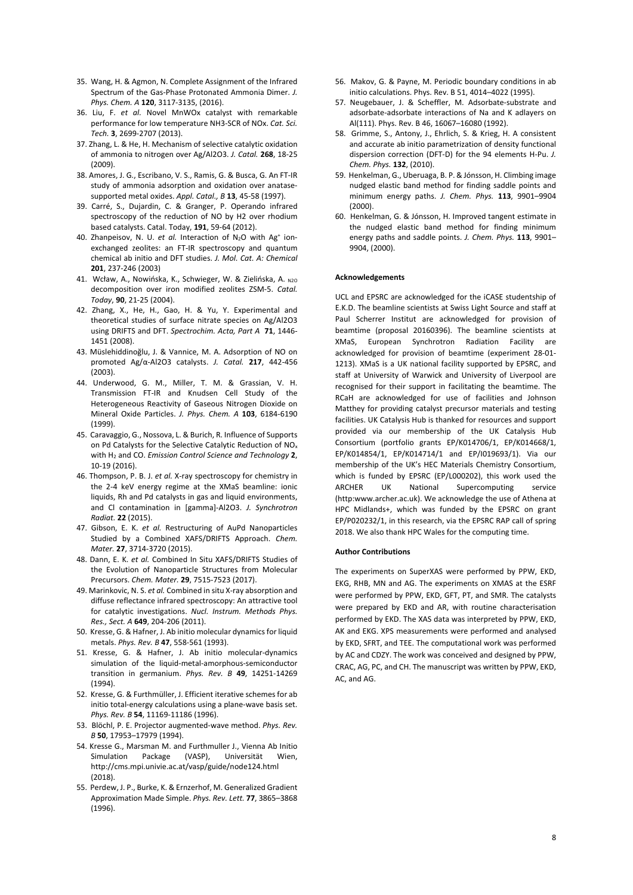35. Wang, H. & Agmon, N. Complete Assignment of the Infrared Spectrum of the Gas-Phase Protonated Ammonia Dimer. *J. Phys. Chem. A* **120**, 3117-3135, (2016).
36. Liu, F. *et al.* Novel MnWOx catalyst with remarkable performance for low temperature NH3-SCR of NOx. *Cat. Sci. Tech.* **3**, 2699-2707 (2013).
37. Zhang, L. & He, H. Mechanism of selective catalytic oxidation of ammonia to nitrogen over Ag/Al2O3. *J. Catal.* **268**, 18-25 (2009).
38. Amores, J. G., Escribano, V. S., Ramis, G. & Busca, G. An FT-IR study of ammonia adsorption and oxidation over anatase-supported metal oxides. *Appl. Catal., B* **13**, 45-58 (1997).
39. Carré, S., Dujardin, C. & Granger, P. Operando infrared spectroscopy of the reduction of NO by H2 over rhodium based catalysts. Catal. Today, **191**, 59-64 (2012).
40. Zhanpeisov, N. U. *et al.* Interaction of $N_2O$ with $Ag^+$ ion-exchanged zeolites: an FT-IR spectroscopy and quantum chemical ab initio and DFT studies. *J. Mol. Cat. A: Chemical* **201**, 237-246 (2003)
41. Wcław, A., Nowińska, K., Schwieger, W. & Zielińska, A. $N_2O$ decomposition over iron modified zeolites ZSM-5. *Catal. Today*, **90**, 21-25 (2004).
42. Zhang, X., He, H., Gao, H. & Yu, Y. Experimental and theoretical studies of surface nitrate species on Ag/Al2O3 using DRIFTS and DFT. *Spectrochim. Acta, Part A* **71**, 1446-1451 (2008).
43. Müslehiddinoğlu, J. & Vannice, M. A. Adsorption of NO on promoted Ag/α-Al2O3 catalysts. *J. Catal.* **217**, 442-456 (2003).
44. Underwood, G. M., Miller, T. M. & Grassian, V. H. Transmission FT-IR and Knudsen Cell Study of the Heterogeneous Reactivity of Gaseous Nitrogen Dioxide on Mineral Oxide Particles. *J. Phys. Chem. A* **103**, 6184-6190 (1999).
45. Caravaggio, G., Nossova, L. & Burich, R. Influence of Supports on Pd Catalysts for the Selective Catalytic Reduction of $NO_x$ with $H_2$ and CO. *Emission Control Science and Technology* **2**, 10-19 (2016).
46. Thompson, P. B. J. *et al.* X-ray spectroscopy for chemistry in the 2-4 keV energy regime at the XMaS beamline: ionic liquids, Rh and Pd catalysts in gas and liquid environments, and Cl contamination in [gamma]-Al2O3. *J. Synchrotron Radiat.* **22** (2015).
47. Gibson, E. K. *et al.* Restructuring of AuPd Nanoparticles Studied by a Combined XAFS/DRIFTS Approach. *Chem. Mater.* **27**, 3714-3720 (2015).
48. Dann, E. K. *et al.* Combined In Situ XAFS/DRIFTS Studies of the Evolution of Nanoparticle Structures from Molecular Precursors. *Chem. Mater.* **29**, 7515-7523 (2017).
49. Marinkovic, N. S. *et al.* Combined in situ X-ray absorption and diffuse reflectance infrared spectroscopy: An attractive tool for catalytic investigations. *Nucl. Instrum. Methods Phys. Res., Sect. A* **649**, 204-206 (2011).
50. Kresse, G. & Hafner, J. Ab initio molecular dynamics for liquid metals. *Phys. Rev. B* **47**, 558-561 (1993).
51. Kresse, G. & Hafner, J. Ab initio molecular-dynamics simulation of the liquid-metal-amorphous-semiconductor transition in germanium. *Phys. Rev. B* **49**, 14251-14269 (1994).
52. Kresse, G. & Furthmüller, J. Efficient iterative schemes for ab initio total-energy calculations using a plane-wave basis set. *Phys. Rev. B* **54**, 11169-11186 (1996).
53. Blöchl, P. E. Projector augmented-wave method. *Phys. Rev. B* **50**, 17953–17979 (1994).
54. Kresse G., Marsman M. and Furthmuller J., Vienna Ab Initio Simulation Package (VASP), Universität Wien, http://cms.mpi.univie.ac.at/vasp/guide/node124.html (2018).
55. Perdew, J. P., Burke, K. & Ernzerhof, M. Generalized Gradient Approximation Made Simple. *Phys. Rev. Lett.* **77**, 3865–3868 (1996).
56. Makov, G. & Payne, M. Periodic boundary conditions in ab initio calculations. Phys. Rev. B 51, 4014–4022 (1995).
57. Neugebauer, J. & Scheffler, M. Adsorbate-substrate and adsorbate-adsorbate interactions of Na and K adlayers on Al(111). Phys. Rev. B 46, 16067–16080 (1992).
58. Grimme, S., Antony, J., Ehrlich, S. & Krieg, H. A consistent and accurate ab initio parametrization of density functional dispersion correction (DFT-D) for the 94 elements H-Pu. *J. Chem. Phys.* **132**, (2010).
59. Henkelman, G., Uberuaga, B. P. & Jónsson, H. Climbing image nudged elastic band method for finding saddle points and minimum energy paths. *J. Chem. Phys.* **113**, 9901–9904 (2000).
60. Henkelman, G. & Jónsson, H. Improved tangent estimate in the nudged elastic band method for finding minimum energy paths and saddle points. *J. Chem. Phys.* **113**, 9901–9904, (2000).

**Acknowledgements**

UCL and EPSRC are acknowledged for the iCASE studentship of E.K.D. The beamline scientists at Swiss Light Source and staff at Paul Scherrer Institut are acknowledged for provision of beamtime (proposal 20160396). The beamline scientists at XMaS, European Synchrotron Radiation Facility are acknowledged for provision of beamtime (experiment 28-01-1213). XMaS is a UK national facility supported by EPSRC, and staff at University of Warwick and University of Liverpool are recognised for their support in facilitating the beamtime. The RCaH are acknowledged for use of facilities and Johnson Matthey for providing catalyst precursor materials and testing facilities. UK Catalysis Hub is thanked for resources and support provided via our membership of the UK Catalysis Hub Consortium (portfolio grants EP/K014706/1, EP/K014668/1, EP/K014854/1, EP/K014714/1 and EP/I019693/1). Via our membership of the UK's HEC Materials Chemistry Consortium, which is funded by EPSRC (EP/L000202), this work used the ARCHER UK National Supercomputing service (http:www.archer.ac.uk). We acknowledge the use of Athena at HPC Midlands+, which was funded by the EPSRC on grant EP/P020232/1, in this research, via the EPSRC RAP call of spring 2018. We also thank HPC Wales for the computing time.

**Author Contributions**

The experiments on SuperXAS were performed by PPW, EKD, EKG, RHB, MN and AG. The experiments on XMAS at the ESRF were performed by PPW, EKD, GFT, PT, and SMR. The catalysts were prepared by EKD and AR, with routine characterisation performed by EKD. The XAS data was interpreted by PPW, EKD, AK and EKG. XPS measurements were performed and analysed by EKD, SFRT, and TEE. The computational work was performed by AC and CDZY. The work was conceived and designed by PPW, CRAC, AG, PC, and CH. The manuscript was written by PPW, EKD, AC, and AG.